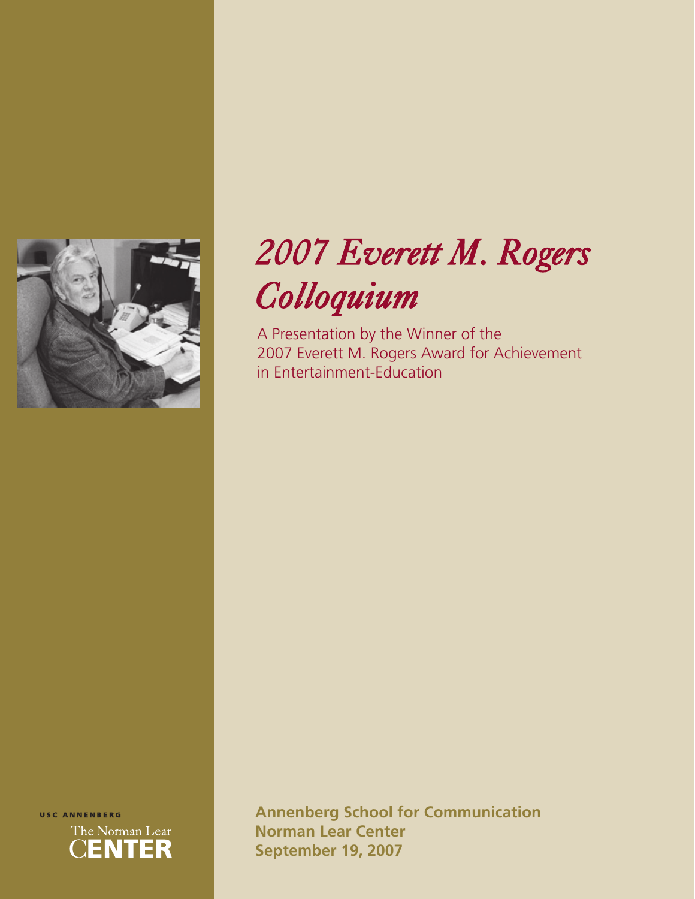# *2007 Everett M. Rogers Colloquium*

A Presentation by the Winner of the 2007 Everett M. Rogers Award for Achievement in Entertainment-Education

USC ANNENBERG

The Norman Lear CENTER

**Annenberg School for Communication**
**Norman Lear Center**
**September 19, 2007**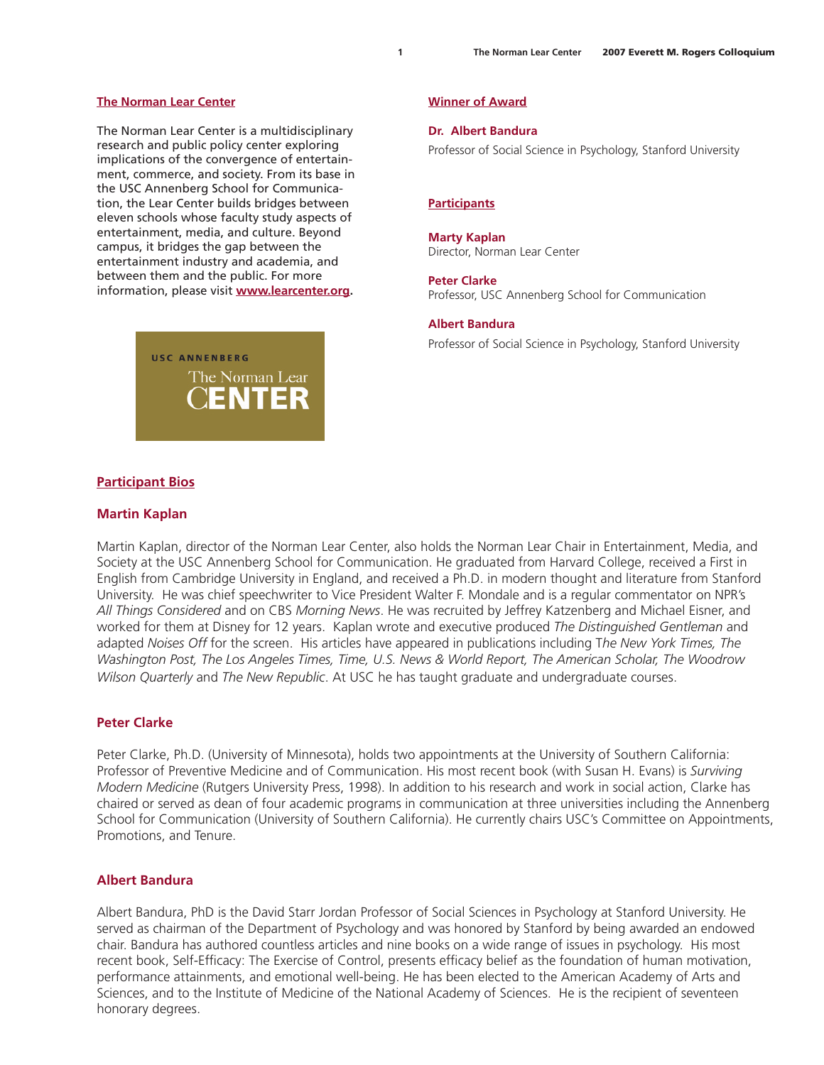## The Norman Lear Center

The Norman Lear Center is a multidisciplinary research and public policy center exploring implications of the convergence of entertainment, commerce, and society. From its base in the USC Annenberg School for Communication, the Lear Center builds bridges between eleven schools whose faculty study aspects of entertainment, media, and culture. Beyond campus, it bridges the gap between the entertainment industry and academia, and between them and the public. For more information, please visit **www.learcenter.org**.

USC ANNENBERG
The Norman Lear
CENTER

## Winner of Award

**Dr. Albert Bandura**
Professor of Social Science in Psychology, Stanford University

## Participants

**Marty Kaplan**
Director, Norman Lear Center

**Peter Clarke**
Professor, USC Annenberg School for Communication

**Albert Bandura**
Professor of Social Science in Psychology, Stanford University

## Participant Bios

### Martin Kaplan

Martin Kaplan, director of the Norman Lear Center, also holds the Norman Lear Chair in Entertainment, Media, and Society at the USC Annenberg School for Communication. He graduated from Harvard College, received a First in English from Cambridge University in England, and received a Ph.D. in modern thought and literature from Stanford University. He was chief speechwriter to Vice President Walter F. Mondale and is a regular commentator on NPR's *All Things Considered* and on CBS *Morning News*. He was recruited by Jeffrey Katzenberg and Michael Eisner, and worked for them at Disney for 12 years. Kaplan wrote and executive produced *The Distinguished Gentleman* and adapted *Noises Off* for the screen. His articles have appeared in publications including *The New York Times, The Washington Post, The Los Angeles Times, Time, U.S. News & World Report, The American Scholar, The Woodrow Wilson Quarterly* and *The New Republic*. At USC he has taught graduate and undergraduate courses.

### Peter Clarke

Peter Clarke, Ph.D. (University of Minnesota), holds two appointments at the University of Southern California: Professor of Preventive Medicine and of Communication. His most recent book (with Susan H. Evans) is *Surviving Modern Medicine* (Rutgers University Press, 1998). In addition to his research and work in social action, Clarke has chaired or served as dean of four academic programs in communication at three universities including the Annenberg School for Communication (University of Southern California). He currently chairs USC's Committee on Appointments, Promotions, and Tenure.

### Albert Bandura

Albert Bandura, PhD is the David Starr Jordan Professor of Social Sciences in Psychology at Stanford University. He served as chairman of the Department of Psychology and was honored by Stanford by being awarded an endowed chair. Bandura has authored countless articles and nine books on a wide range of issues in psychology. His most recent book, Self-Efficacy: The Exercise of Control, presents efficacy belief as the foundation of human motivation, performance attainments, and emotional well-being. He has been elected to the American Academy of Arts and Sciences, and to the Institute of Medicine of the National Academy of Sciences. He is the recipient of seventeen honorary degrees.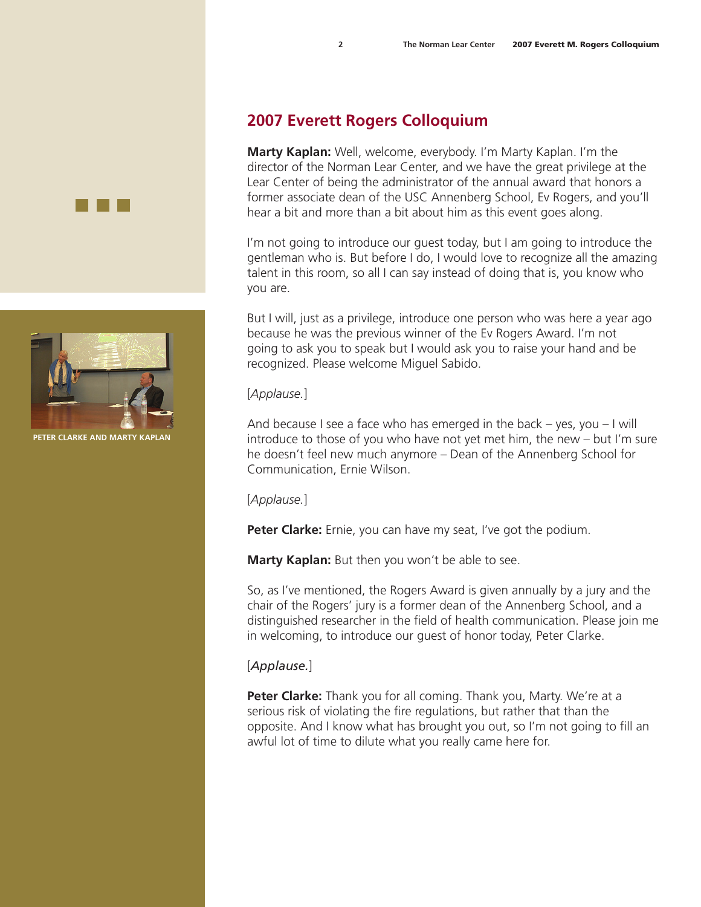## 2007 Everett Rogers Colloquium

**Marty Kaplan:** Well, welcome, everybody. I'm Marty Kaplan. I'm the director of the Norman Lear Center, and we have the great privilege at the Lear Center of being the administrator of the annual award that honors a former associate dean of the USC Annenberg School, Ev Rogers, and you'll hear a bit and more than a bit about him as this event goes along.

I'm not going to introduce our guest today, but I am going to introduce the gentleman who is. But before I do, I would love to recognize all the amazing talent in this room, so all I can say instead of doing that is, you know who you are.

But I will, just as a privilege, introduce one person who was here a year ago because he was the previous winner of the Ev Rogers Award. I'm not going to ask you to speak but I would ask you to raise your hand and be recognized. Please welcome Miguel Sabido.

[*Applause.*]

And because I see a face who has emerged in the back – yes, you – I will introduce to those of you who have not yet met him, the new – but I'm sure he doesn't feel new much anymore – Dean of the Annenberg School for Communication, Ernie Wilson.

[*Applause.*]

**Peter Clarke:** Ernie, you can have my seat, I've got the podium.

**Marty Kaplan:** But then you won't be able to see.

So, as I've mentioned, the Rogers Award is given annually by a jury and the chair of the Rogers' jury is a former dean of the Annenberg School, and a distinguished researcher in the field of health communication. Please join me in welcoming, to introduce our guest of honor today, Peter Clarke.

[*Applause.*]

**Peter Clarke:** Thank you for all coming. Thank you, Marty. We're at a serious risk of violating the fire regulations, but rather that than the opposite. And I know what has brought you out, so I'm not going to fill an awful lot of time to dilute what you really came here for.

PETER CLARKE AND MARTY KAPLAN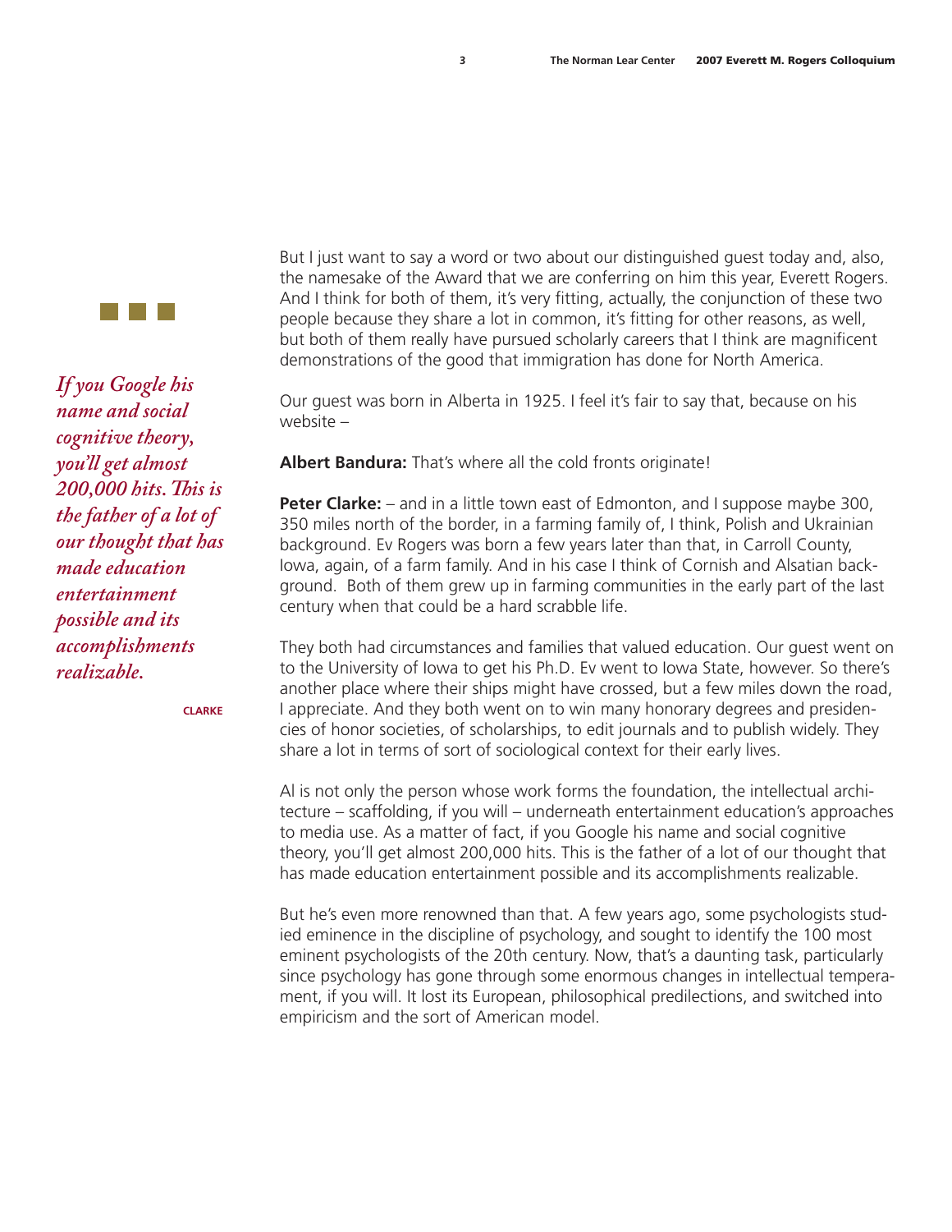But I just want to say a word or two about our distinguished guest today and, also, the namesake of the Award that we are conferring on him this year, Everett Rogers. And I think for both of them, it's very fitting, actually, the conjunction of these two people because they share a lot in common, it's fitting for other reasons, as well, but both of them really have pursued scholarly careers that I think are magnificent demonstrations of the good that immigration has done for North America.

*If you Google his name and social cognitive theory, you'll get almost 200,000 hits. This is the father of a lot of our thought that has made education entertainment possible and its accomplishments realizable.*

CLARKE

Our guest was born in Alberta in 1925. I feel it's fair to say that, because on his website –

**Albert Bandura:** That's where all the cold fronts originate!

**Peter Clarke:** – and in a little town east of Edmonton, and I suppose maybe 300, 350 miles north of the border, in a farming family of, I think, Polish and Ukrainian background. Ev Rogers was born a few years later than that, in Carroll County, Iowa, again, of a farm family. And in his case I think of Cornish and Alsatian background. Both of them grew up in farming communities in the early part of the last century when that could be a hard scrabble life.

They both had circumstances and families that valued education. Our guest went on to the University of Iowa to get his Ph.D. Ev went to Iowa State, however. So there's another place where their ships might have crossed, but a few miles down the road, I appreciate. And they both went on to win many honorary degrees and presidencies of honor societies, of scholarships, to edit journals and to publish widely. They share a lot in terms of sort of sociological context for their early lives.

Al is not only the person whose work forms the foundation, the intellectual architecture – scaffolding, if you will – underneath entertainment education's approaches to media use. As a matter of fact, if you Google his name and social cognitive theory, you'll get almost 200,000 hits. This is the father of a lot of our thought that has made education entertainment possible and its accomplishments realizable.

But he's even more renowned than that. A few years ago, some psychologists studied eminence in the discipline of psychology, and sought to identify the 100 most eminent psychologists of the 20th century. Now, that's a daunting task, particularly since psychology has gone through some enormous changes in intellectual temperament, if you will. It lost its European, philosophical predilections, and switched into empiricism and the sort of American model.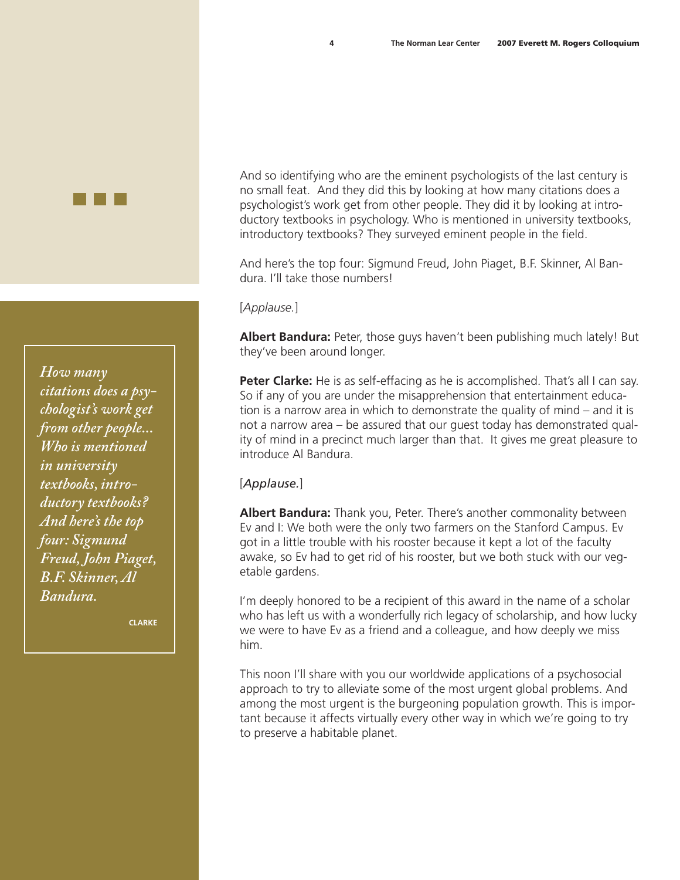And so identifying who are the eminent psychologists of the last century is no small feat. And they did this by looking at how many citations does a psychologist's work get from other people. They did it by looking at introductory textbooks in psychology. Who is mentioned in university textbooks, introductory textbooks? They surveyed eminent people in the field.

And here's the top four: Sigmund Freud, John Piaget, B.F. Skinner, Al Bandura. I'll take those numbers!

[*Applause.*]

**Albert Bandura:** Peter, those guys haven't been publishing much lately! But they've been around longer.

**Peter Clarke:** He is as self-effacing as he is accomplished. That's all I can say. So if any of you are under the misapprehension that entertainment education is a narrow area in which to demonstrate the quality of mind – and it is not a narrow area – be assured that our guest today has demonstrated quality of mind in a precinct much larger than that. It gives me great pleasure to introduce Al Bandura.

> *How many citations does a psychologist's work get from other people... Who is mentioned in university textbooks, introductory textbooks? And here's the top four: Sigmund Freud, John Piaget, B.F. Skinner, Al Bandura.*
>
> CLARKE

[*Applause.*]

**Albert Bandura:** Thank you, Peter. There's another commonality between Ev and I: We both were the only two farmers on the Stanford Campus. Ev got in a little trouble with his rooster because it kept a lot of the faculty awake, so Ev had to get rid of his rooster, but we both stuck with our vegetable gardens.

I'm deeply honored to be a recipient of this award in the name of a scholar who has left us with a wonderfully rich legacy of scholarship, and how lucky we were to have Ev as a friend and a colleague, and how deeply we miss him.

This noon I'll share with you our worldwide applications of a psychosocial approach to try to alleviate some of the most urgent global problems. And among the most urgent is the burgeoning population growth. This is important because it affects virtually every other way in which we're going to try to preserve a habitable planet.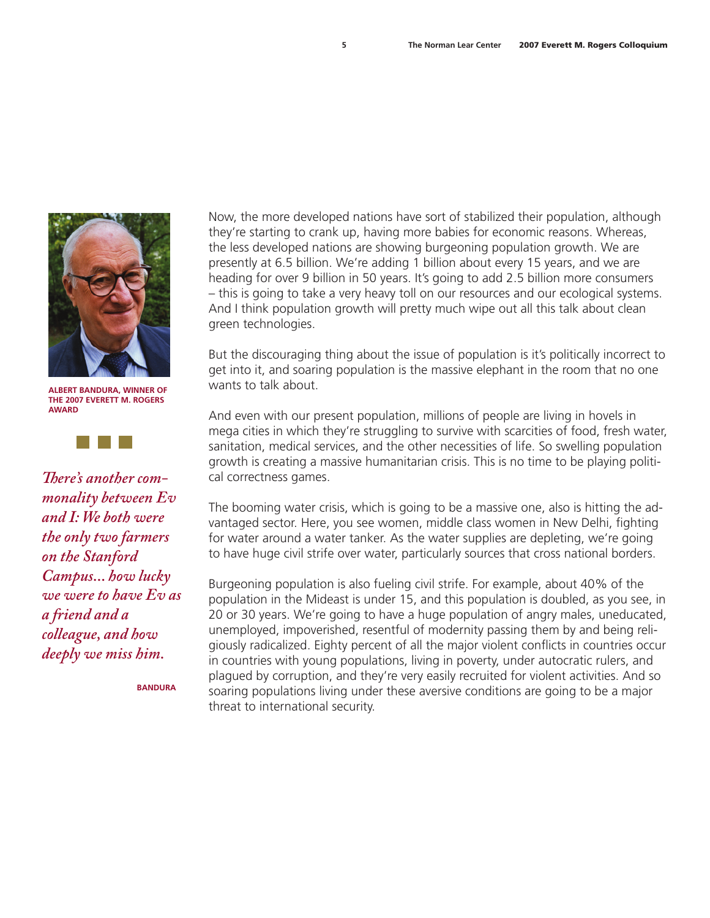Now, the more developed nations have sort of stabilized their population, although they're starting to crank up, having more babies for economic reasons. Whereas, the less developed nations are showing burgeoning population growth. We are presently at 6.5 billion. We're adding 1 billion about every 15 years, and we are heading for over 9 billion in 50 years. It's going to add 2.5 billion more consumers – this is going to take a very heavy toll on our resources and our ecological systems. And I think population growth will pretty much wipe out all this talk about clean green technologies.

But the discouraging thing about the issue of population is it's politically incorrect to get into it, and soaring population is the massive elephant in the room that no one wants to talk about.

And even with our present population, millions of people are living in hovels in mega cities in which they're struggling to survive with scarcities of food, fresh water, sanitation, medical services, and the other necessities of life. So swelling population growth is creating a massive humanitarian crisis. This is no time to be playing political correctness games.

The booming water crisis, which is going to be a massive one, also is hitting the advantaged sector. Here, you see women, middle class women in New Delhi, fighting for water around a water tanker. As the water supplies are depleting, we're going to have huge civil strife over water, particularly sources that cross national borders.

Burgeoning population is also fueling civil strife. For example, about 40% of the population in the Mideast is under 15, and this population is doubled, as you see, in 20 or 30 years. We're going to have a huge population of angry males, uneducated, unemployed, impoverished, resentful of modernity passing them by and being religiously radicalized. Eighty percent of all the major violent conflicts in countries occur in countries with young populations, living in poverty, under autocratic rulers, and plagued by corruption, and they're very easily recruited for violent activities. And so soaring populations living under these aversive conditions are going to be a major threat to international security.

**ALBERT BANDURA, WINNER OF THE 2007 EVERETT M. ROGERS AWARD**

*There's another commonality between Ev and I: We both were the only two farmers on the Stanford Campus... how lucky we were to have Ev as a friend and a colleague, and how deeply we miss him.*

**BANDURA**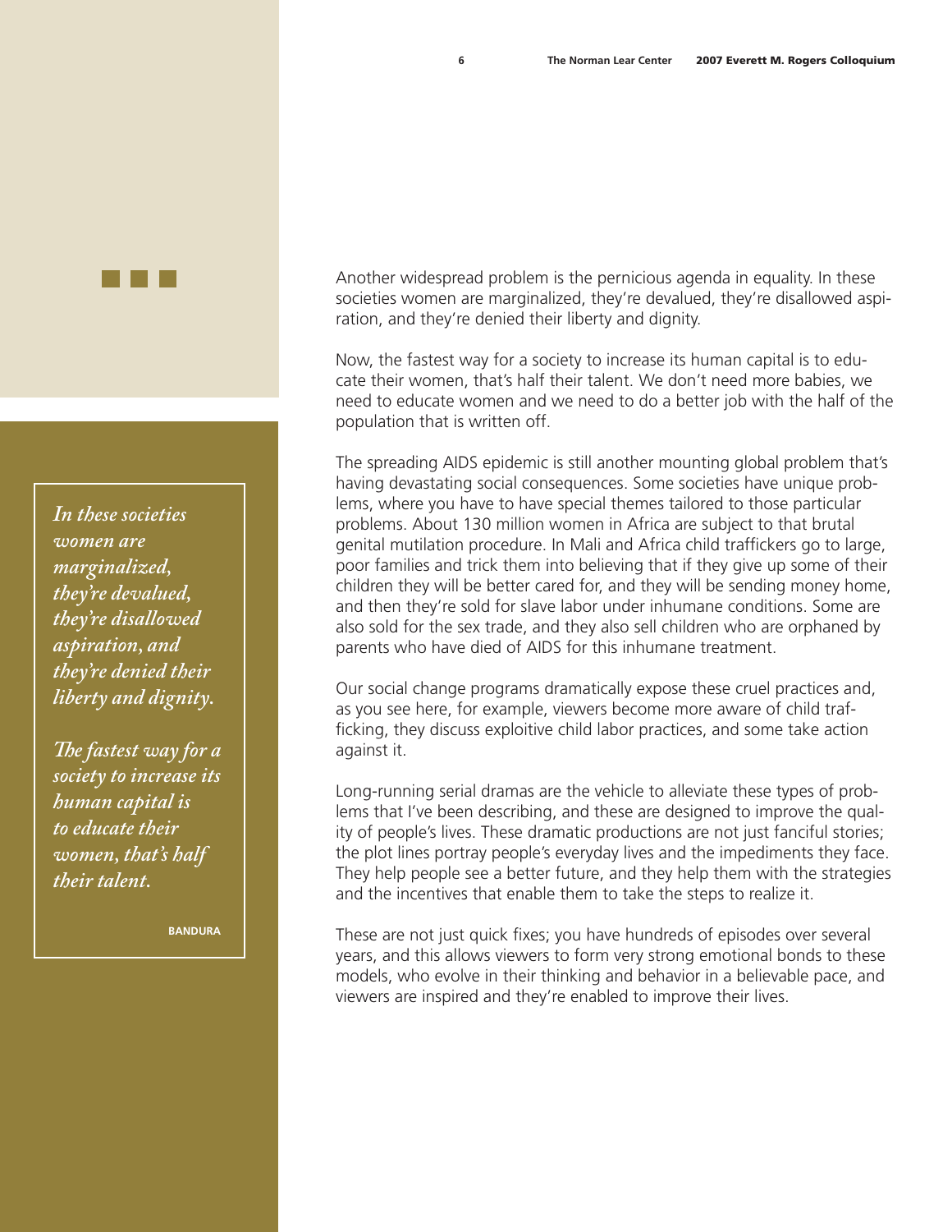Another widespread problem is the pernicious agenda in equality. In these societies women are marginalized, they're devalued, they're disallowed aspiration, and they're denied their liberty and dignity.

Now, the fastest way for a society to increase its human capital is to educate their women, that's half their talent. We don't need more babies, we need to educate women and we need to do a better job with the half of the population that is written off.

The spreading AIDS epidemic is still another mounting global problem that's having devastating social consequences. Some societies have unique problems, where you have to have special themes tailored to those particular problems. About 130 million women in Africa are subject to that brutal genital mutilation procedure. In Mali and Africa child traffickers go to large, poor families and trick them into believing that if they give up some of their children they will be better cared for, and they will be sending money home, and then they're sold for slave labor under inhumane conditions. Some are also sold for the sex trade, and they also sell children who are orphaned by parents who have died of AIDS for this inhumane treatment.

Our social change programs dramatically expose these cruel practices and, as you see here, for example, viewers become more aware of child trafficking, they discuss exploitive child labor practices, and some take action against it.

Long-running serial dramas are the vehicle to alleviate these types of problems that I've been describing, and these are designed to improve the quality of people's lives. These dramatic productions are not just fanciful stories; the plot lines portray people's everyday lives and the impediments they face. They help people see a better future, and they help them with the strategies and the incentives that enable them to take the steps to realize it.

These are not just quick fixes; you have hundreds of episodes over several years, and this allows viewers to form very strong emotional bonds to these models, who evolve in their thinking and behavior in a believable pace, and viewers are inspired and they're enabled to improve their lives.

> *In these societies women are marginalized, they're devalued, they're disallowed aspiration, and they're denied their liberty and dignity.*
>
> *The fastest way for a society to increase its human capital is to educate their women, that's half their talent.*
>
> **BANDURA**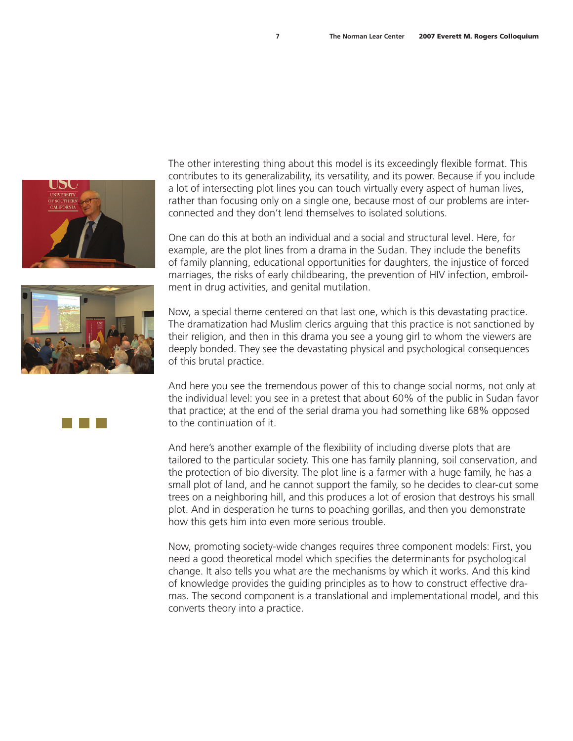The other interesting thing about this model is its exceedingly flexible format. This contributes to its generalizability, its versatility, and its power. Because if you include a lot of intersecting plot lines you can touch virtually every aspect of human lives, rather than focusing only on a single one, because most of our problems are interconnected and they don't lend themselves to isolated solutions.

One can do this at both an individual and a social and structural level. Here, for example, are the plot lines from a drama in the Sudan. They include the benefits of family planning, educational opportunities for daughters, the injustice of forced marriages, the risks of early childbearing, the prevention of HIV infection, embroilment in drug activities, and genital mutilation.

Now, a special theme centered on that last one, which is this devastating practice. The dramatization had Muslim clerics arguing that this practice is not sanctioned by their religion, and then in this drama you see a young girl to whom the viewers are deeply bonded. They see the devastating physical and psychological consequences of this brutal practice.

And here you see the tremendous power of this to change social norms, not only at the individual level: you see in a pretest that about 60% of the public in Sudan favor that practice; at the end of the serial drama you had something like 68% opposed to the continuation of it.

And here's another example of the flexibility of including diverse plots that are tailored to the particular society. This one has family planning, soil conservation, and the protection of bio diversity. The plot line is a farmer with a huge family, he has a small plot of land, and he cannot support the family, so he decides to clear-cut some trees on a neighboring hill, and this produces a lot of erosion that destroys his small plot. And in desperation he turns to poaching gorillas, and then you demonstrate how this gets him into even more serious trouble.

Now, promoting society-wide changes requires three component models: First, you need a good theoretical model which specifies the determinants for psychological change. It also tells you what are the mechanisms by which it works. And this kind of knowledge provides the guiding principles as to how to construct effective dramas. The second component is a translational and implementational model, and this converts theory into a practice.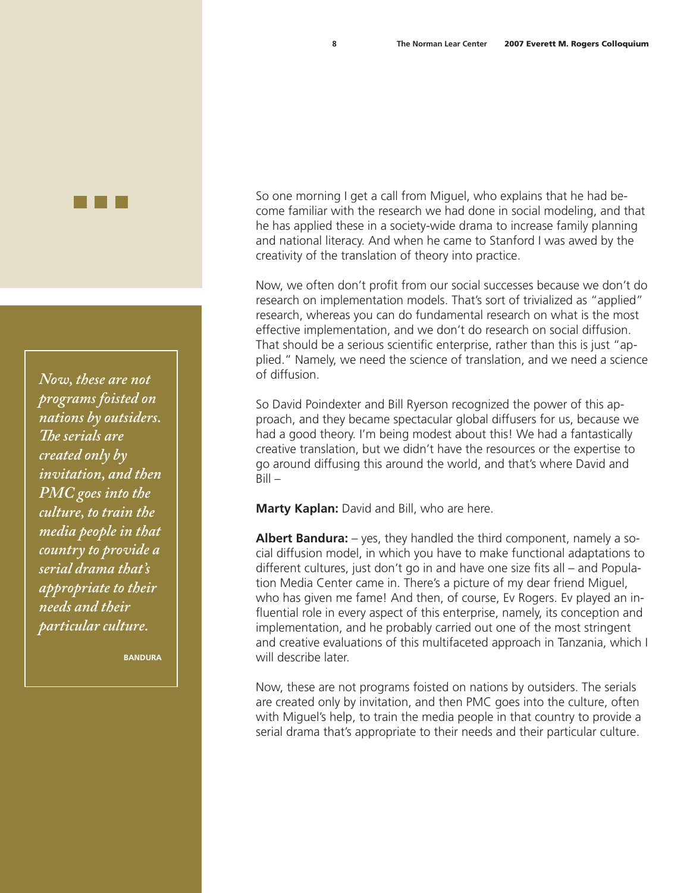So one morning I get a call from Miguel, who explains that he had become familiar with the research we had done in social modeling, and that he has applied these in a society-wide drama to increase family planning and national literacy. And when he came to Stanford I was awed by the creativity of the translation of theory into practice.

Now, we often don't profit from our social successes because we don't do research on implementation models. That's sort of trivialized as "applied" research, whereas you can do fundamental research on what is the most effective implementation, and we don't do research on social diffusion. That should be a serious scientific enterprise, rather than this is just "applied." Namely, we need the science of translation, and we need a science of diffusion.

So David Poindexter and Bill Ryerson recognized the power of this approach, and they became spectacular global diffusers for us, because we had a good theory. I'm being modest about this! We had a fantastically creative translation, but we didn't have the resources or the expertise to go around diffusing this around the world, and that's where David and Bill –

**Marty Kaplan:** David and Bill, who are here.

**Albert Bandura:** – yes, they handled the third component, namely a social diffusion model, in which you have to make functional adaptations to different cultures, just don't go in and have one size fits all – and Population Media Center came in. There's a picture of my dear friend Miguel, who has given me fame! And then, of course, Ev Rogers. Ev played an influential role in every aspect of this enterprise, namely, its conception and implementation, and he probably carried out one of the most stringent and creative evaluations of this multifaceted approach in Tanzania, which I will describe later.

Now, these are not programs foisted on nations by outsiders. The serials are created only by invitation, and then PMC goes into the culture, often with Miguel's help, to train the media people in that country to provide a serial drama that's appropriate to their needs and their particular culture.

> *Now, these are not programs foisted on nations by outsiders. The serials are created only by invitation, and then PMC goes into the culture, to train the media people in that country to provide a serial drama that's appropriate to their needs and their particular culture.*
>
> BANDURA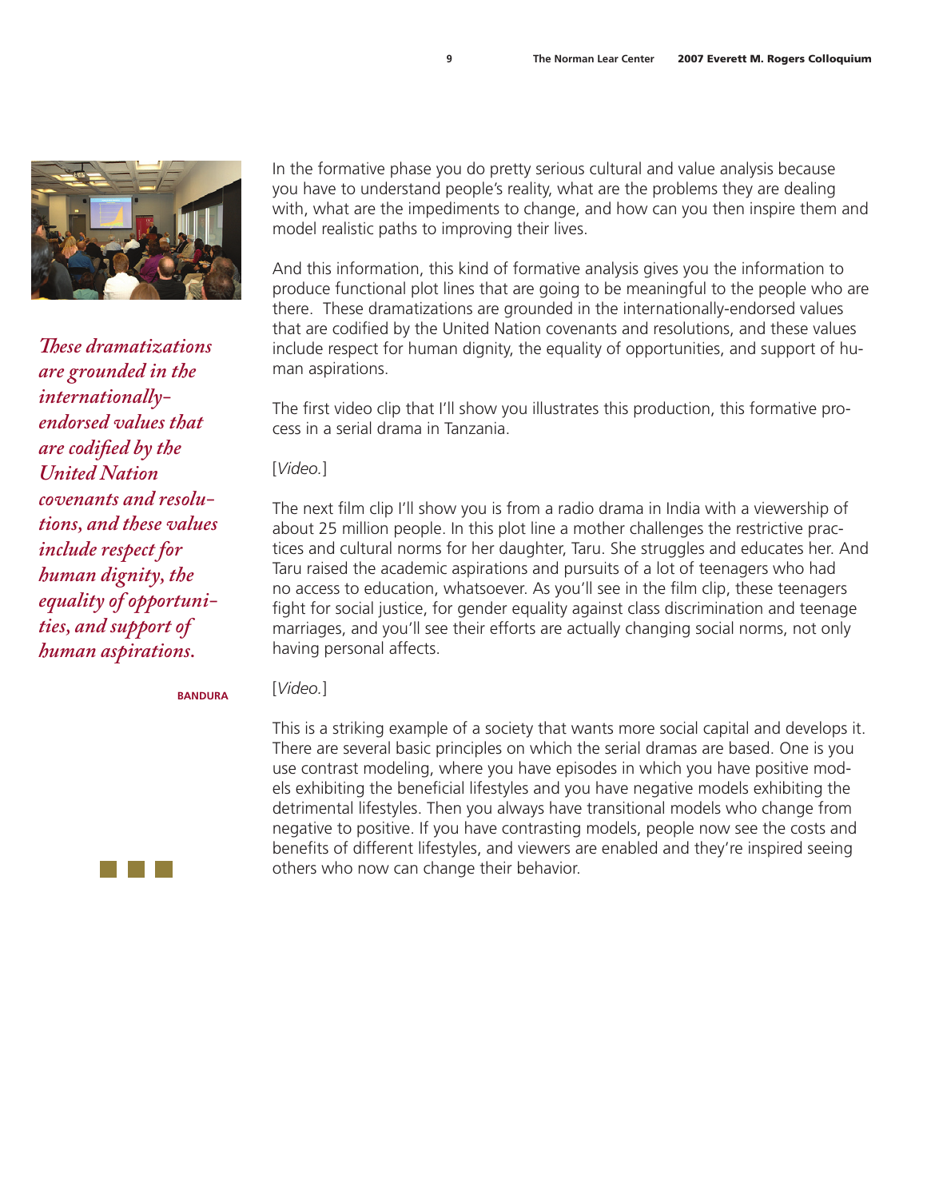In the formative phase you do pretty serious cultural and value analysis because you have to understand people's reality, what are the problems they are dealing with, what are the impediments to change, and how can you then inspire them and model realistic paths to improving their lives.

And this information, this kind of formative analysis gives you the information to produce functional plot lines that are going to be meaningful to the people who are there. These dramatizations are grounded in the internationally-endorsed values that are codified by the United Nation covenants and resolutions, and these values include respect for human dignity, the equality of opportunities, and support of human aspirations.

*These dramatizations are grounded in the internationally-endorsed values that are codified by the United Nation covenants and resolutions, and these values include respect for human dignity, the equality of opportunities, and support of human aspirations.*

**BANDURA**

The first video clip that I'll show you illustrates this production, this formative process in a serial drama in Tanzania.

[*Video.*]

The next film clip I'll show you is from a radio drama in India with a viewership of about 25 million people. In this plot line a mother challenges the restrictive practices and cultural norms for her daughter, Taru. She struggles and educates her. And Taru raised the academic aspirations and pursuits of a lot of teenagers who had no access to education, whatsoever. As you'll see in the film clip, these teenagers fight for social justice, for gender equality against class discrimination and teenage marriages, and you'll see their efforts are actually changing social norms, not only having personal affects.

[*Video.*]

This is a striking example of a society that wants more social capital and develops it. There are several basic principles on which the serial dramas are based. One is you use contrast modeling, where you have episodes in which you have positive models exhibiting the beneficial lifestyles and you have negative models exhibiting the detrimental lifestyles. Then you always have transitional models who change from negative to positive. If you have contrasting models, people now see the costs and benefits of different lifestyles, and viewers are enabled and they're inspired seeing others who now can change their behavior.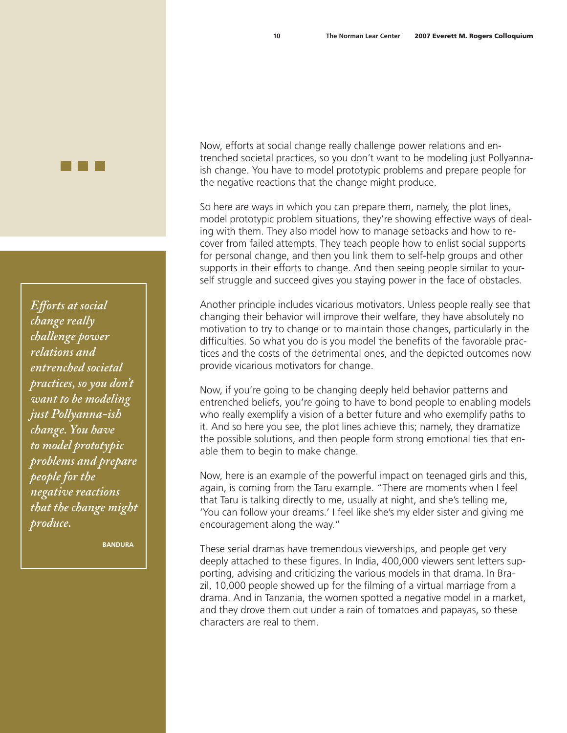Now, efforts at social change really challenge power relations and entrenched societal practices, so you don't want to be modeling just Pollyanna-ish change. You have to model prototypic problems and prepare people for the negative reactions that the change might produce.

So here are ways in which you can prepare them, namely, the plot lines, model prototypic problem situations, they're showing effective ways of dealing with them. They also model how to manage setbacks and how to recover from failed attempts. They teach people how to enlist social supports for personal change, and then you link them to self-help groups and other supports in their efforts to change. And then seeing people similar to yourself struggle and succeed gives you staying power in the face of obstacles.

Another principle includes vicarious motivators. Unless people really see that changing their behavior will improve their welfare, they have absolutely no motivation to try to change or to maintain those changes, particularly in the difficulties. So what you do is you model the benefits of the favorable practices and the costs of the detrimental ones, and the depicted outcomes now provide vicarious motivators for change.

Now, if you're going to be changing deeply held behavior patterns and entrenched beliefs, you're going to have to bond people to enabling models who really exemplify a vision of a better future and who exemplify paths to it. And so here you see, the plot lines achieve this; namely, they dramatize the possible solutions, and then people form strong emotional ties that enable them to begin to make change.

Now, here is an example of the powerful impact on teenaged girls and this, again, is coming from the Taru example. "There are moments when I feel that Taru is talking directly to me, usually at night, and she's telling me, 'You can follow your dreams.' I feel like she's my elder sister and giving me encouragement along the way."

These serial dramas have tremendous viewerships, and people get very deeply attached to these figures. In India, 400,000 viewers sent letters supporting, advising and criticizing the various models in that drama. In Brazil, 10,000 people showed up for the filming of a virtual marriage from a drama. And in Tanzania, the women spotted a negative model in a market, and they drove them out under a rain of tomatoes and papayas, so these characters are real to them.

> *Efforts at social change really challenge power relations and entrenched societal practices, so you don't want to be modeling just Pollyanna-ish change. You have to model prototypic problems and prepare people for the negative reactions that the change might produce.*
>
> BANDURA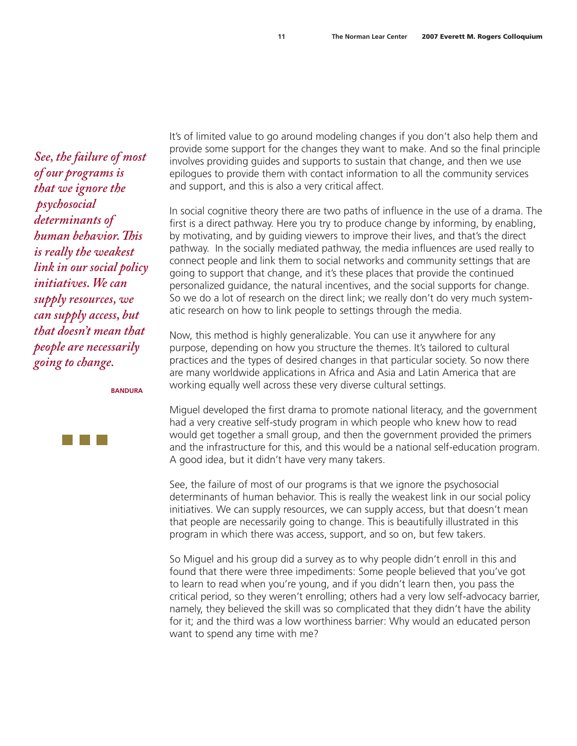*See, the failure of most of our programs is that we ignore the psychosocial determinants of human behavior. This is really the weakest link in our social policy initiatives. We can supply resources, we can supply access, but that doesn't mean that people are necessarily going to change.*

BANDURA

It's of limited value to go around modeling changes if you don't also help them and provide some support for the changes they want to make. And so the final principle involves providing guides and supports to sustain that change, and then we use epilogues to provide them with contact information to all the community services and support, and this is also a very critical affect.

In social cognitive theory there are two paths of influence in the use of a drama. The first is a direct pathway. Here you try to produce change by informing, by enabling, by motivating, and by guiding viewers to improve their lives, and that's the direct pathway. In the socially mediated pathway, the media influences are used really to connect people and link them to social networks and community settings that are going to support that change, and it's these places that provide the continued personalized guidance, the natural incentives, and the social supports for change. So we do a lot of research on the direct link; we really don't do very much systematic research on how to link people to settings through the media.

Now, this method is highly generalizable. You can use it anywhere for any purpose, depending on how you structure the themes. It's tailored to cultural practices and the types of desired changes in that particular society. So now there are many worldwide applications in Africa and Asia and Latin America that are working equally well across these very diverse cultural settings.

Miguel developed the first drama to promote national literacy, and the government had a very creative self-study program in which people who knew how to read would get together a small group, and then the government provided the primers and the infrastructure for this, and this would be a national self-education program. A good idea, but it didn't have very many takers.

See, the failure of most of our programs is that we ignore the psychosocial determinants of human behavior. This is really the weakest link in our social policy initiatives. We can supply resources, we can supply access, but that doesn't mean that people are necessarily going to change. This is beautifully illustrated in this program in which there was access, support, and so on, but few takers.

So Miguel and his group did a survey as to why people didn't enroll in this and found that there were three impediments: Some people believed that you've got to learn to read when you're young, and if you didn't learn then, you pass the critical period, so they weren't enrolling; others had a very low self-advocacy barrier, namely, they believed the skill was so complicated that they didn't have the ability for it; and the third was a low worthiness barrier: Why would an educated person want to spend any time with me?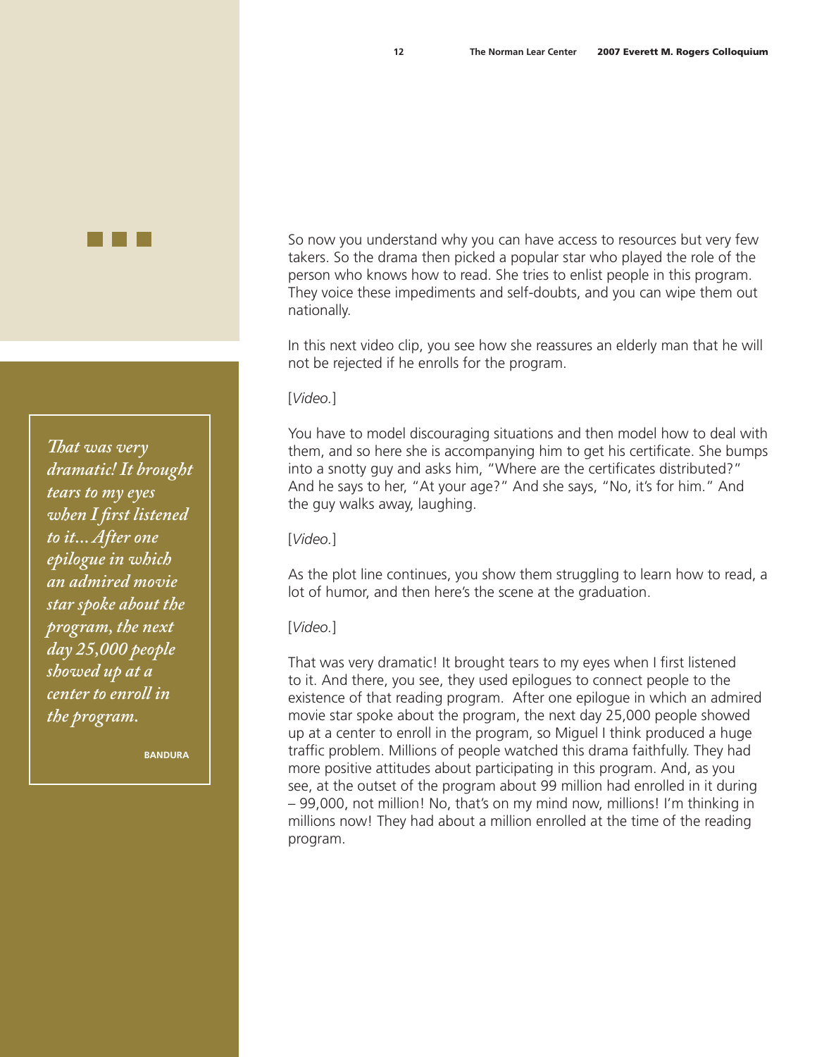So now you understand why you can have access to resources but very few takers. So the drama then picked a popular star who played the role of the person who knows how to read. She tries to enlist people in this program. They voice these impediments and self-doubts, and you can wipe them out nationally.

In this next video clip, you see how she reassures an elderly man that he will not be rejected if he enrolls for the program.

[*Video.*]

You have to model discouraging situations and then model how to deal with them, and so here she is accompanying him to get his certificate. She bumps into a snotty guy and asks him, "Where are the certificates distributed?" And he says to her, "At your age?" And she says, "No, it's for him." And the guy walks away, laughing.

[*Video.*]

As the plot line continues, you show them struggling to learn how to read, a lot of humor, and then here's the scene at the graduation.

[*Video.*]

That was very dramatic! It brought tears to my eyes when I first listened to it. And there, you see, they used epilogues to connect people to the existence of that reading program. After one epilogue in which an admired movie star spoke about the program, the next day 25,000 people showed up at a center to enroll in the program, so Miguel I think produced a huge traffic problem. Millions of people watched this drama faithfully. They had more positive attitudes about participating in this program. And, as you see, at the outset of the program about 99 million had enrolled in it during – 99,000, not million! No, that's on my mind now, millions! I'm thinking in millions now! They had about a million enrolled at the time of the reading program.

> *That was very dramatic! It brought tears to my eyes when I first listened to it... After one epilogue in which an admired movie star spoke about the program, the next day 25,000 people showed up at a center to enroll in the program.*
>
> **BANDURA**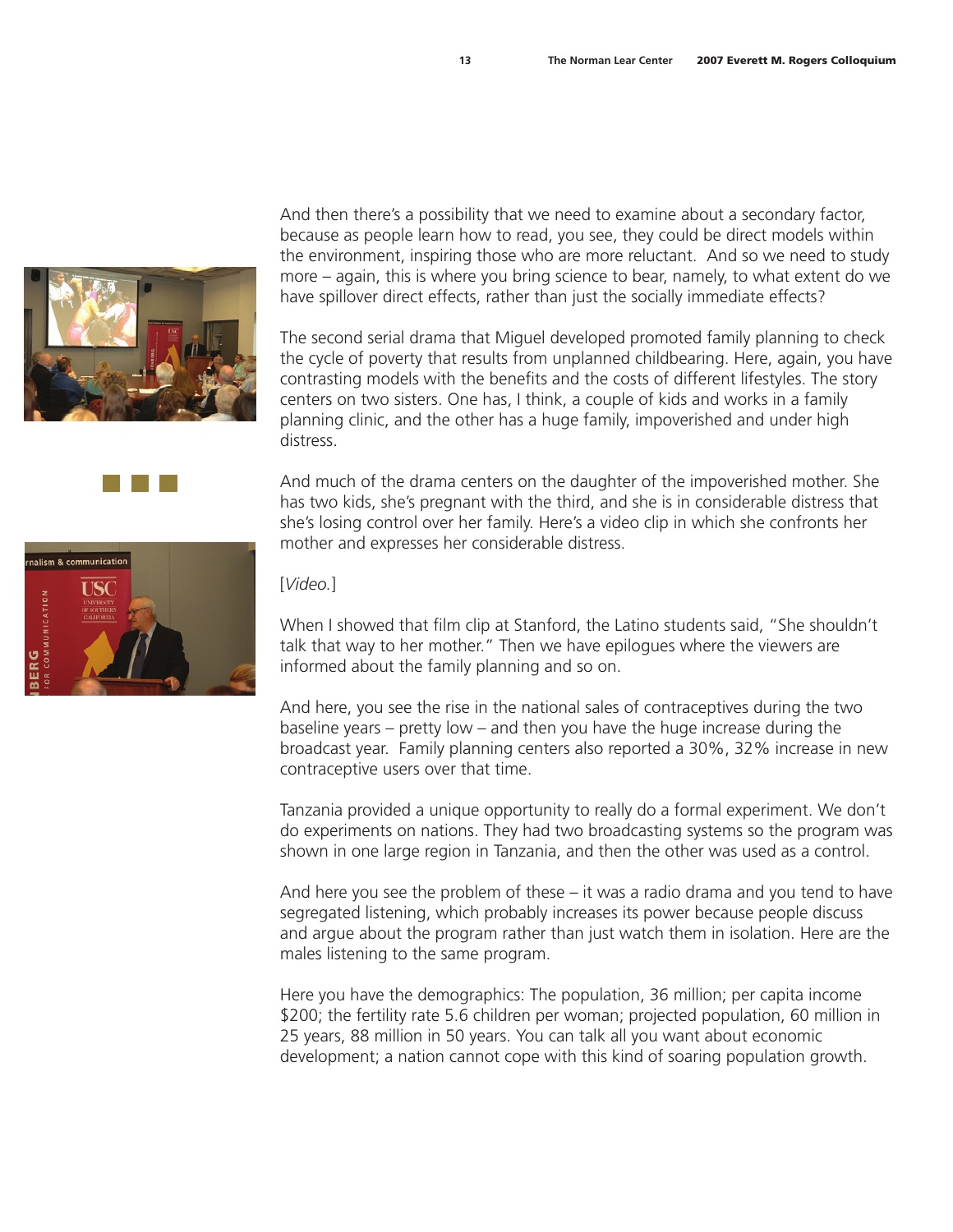And then there's a possibility that we need to examine about a secondary factor, because as people learn how to read, you see, they could be direct models within the environment, inspiring those who are more reluctant. And so we need to study more – again, this is where you bring science to bear, namely, to what extent do we have spillover direct effects, rather than just the socially immediate effects?

The second serial drama that Miguel developed promoted family planning to check the cycle of poverty that results from unplanned childbearing. Here, again, you have contrasting models with the benefits and the costs of different lifestyles. The story centers on two sisters. One has, I think, a couple of kids and works in a family planning clinic, and the other has a huge family, impoverished and under high distress.

And much of the drama centers on the daughter of the impoverished mother. She has two kids, she's pregnant with the third, and she is in considerable distress that she's losing control over her family. Here's a video clip in which she confronts her mother and expresses her considerable distress.

[*Video.*]

When I showed that film clip at Stanford, the Latino students said, "She shouldn't talk that way to her mother." Then we have epilogues where the viewers are informed about the family planning and so on.

And here, you see the rise in the national sales of contraceptives during the two baseline years – pretty low – and then you have the huge increase during the broadcast year. Family planning centers also reported a 30%, 32% increase in new contraceptive users over that time.

Tanzania provided a unique opportunity to really do a formal experiment. We don't do experiments on nations. They had two broadcasting systems so the program was shown in one large region in Tanzania, and then the other was used as a control.

And here you see the problem of these – it was a radio drama and you tend to have segregated listening, which probably increases its power because people discuss and argue about the program rather than just watch them in isolation. Here are the males listening to the same program.

Here you have the demographics: The population, 36 million; per capita income $200; the fertility rate 5.6 children per woman; projected population, 60 million in 25 years, 88 million in 50 years. You can talk all you want about economic development; a nation cannot cope with this kind of soaring population growth.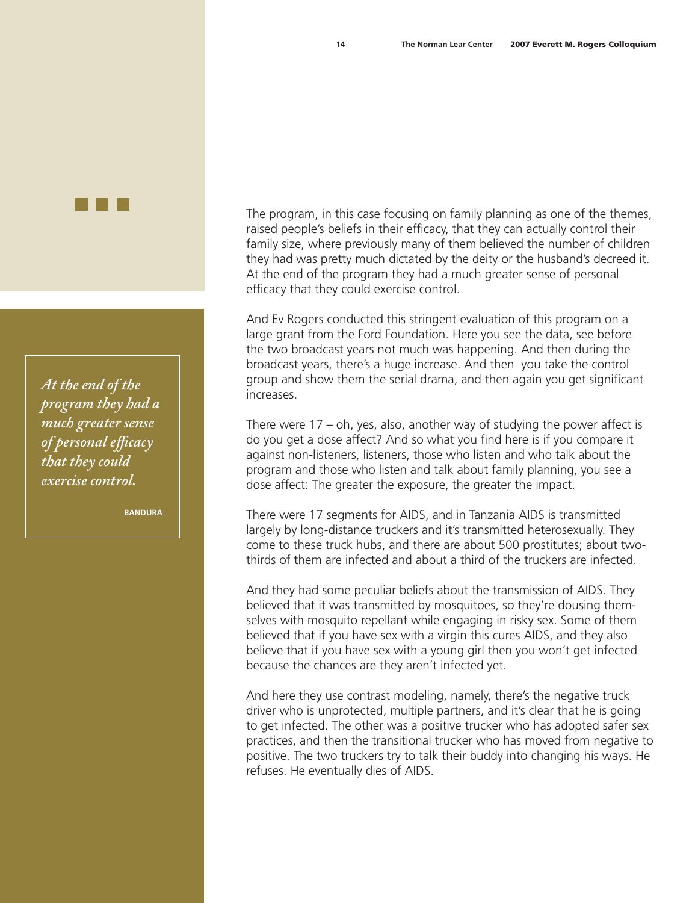The program, in this case focusing on family planning as one of the themes, raised people's beliefs in their efficacy, that they can actually control their family size, where previously many of them believed the number of children they had was pretty much dictated by the deity or the husband's decreed it. At the end of the program they had a much greater sense of personal efficacy that they could exercise control.

> *At the end of the program they had a much greater sense of personal efficacy that they could exercise control.*
>
> **BANDURA**

And Ev Rogers conducted this stringent evaluation of this program on a large grant from the Ford Foundation. Here you see the data, see before the two broadcast years not much was happening. And then during the broadcast years, there's a huge increase. And then you take the control group and show them the serial drama, and then again you get significant increases.

There were 17 – oh, yes, also, another way of studying the power affect is do you get a dose affect? And so what you find here is if you compare it against non-listeners, listeners, those who listen and who talk about the program and those who listen and talk about family planning, you see a dose affect: The greater the exposure, the greater the impact.

There were 17 segments for AIDS, and in Tanzania AIDS is transmitted largely by long-distance truckers and it's transmitted heterosexually. They come to these truck hubs, and there are about 500 prostitutes; about two-thirds of them are infected and about a third of the truckers are infected.

And they had some peculiar beliefs about the transmission of AIDS. They believed that it was transmitted by mosquitoes, so they're dousing themselves with mosquito repellant while engaging in risky sex. Some of them believed that if you have sex with a virgin this cures AIDS, and they also believe that if you have sex with a young girl then you won't get infected because the chances are they aren't infected yet.

And here they use contrast modeling, namely, there's the negative truck driver who is unprotected, multiple partners, and it's clear that he is going to get infected. The other was a positive trucker who has adopted safer sex practices, and then the transitional trucker who has moved from negative to positive. The two truckers try to talk their buddy into changing his ways. He refuses. He eventually dies of AIDS.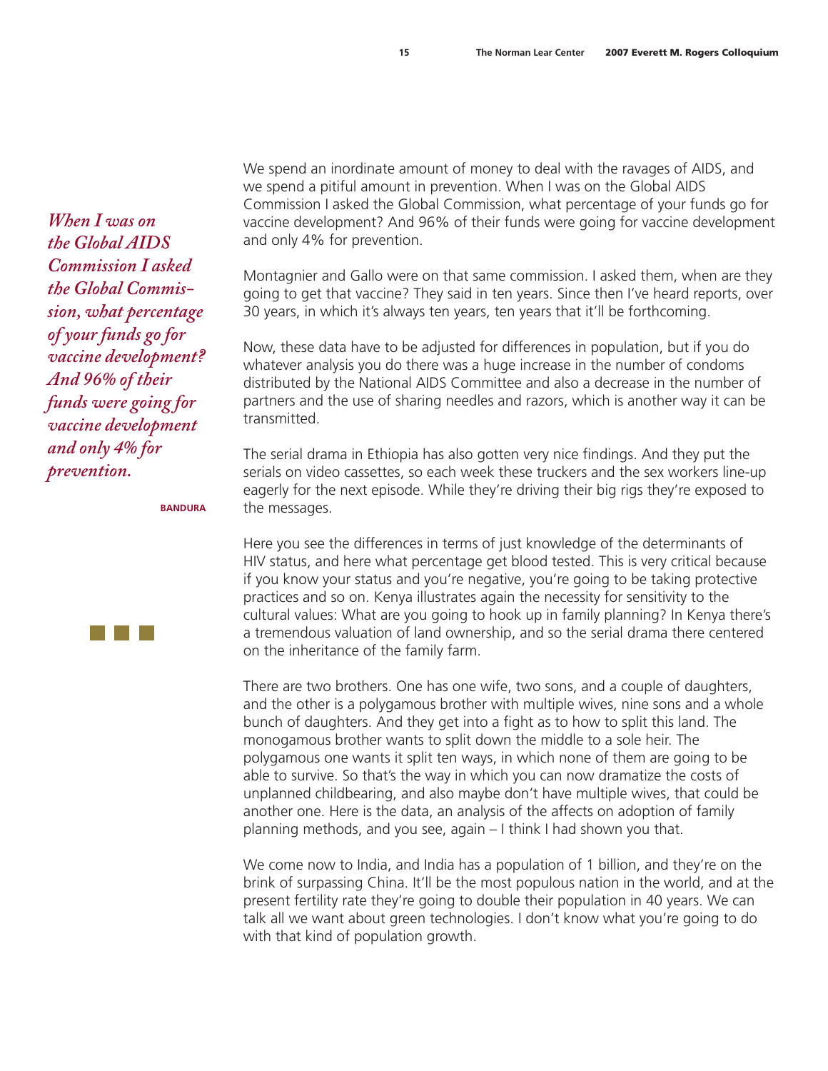*When I was on the Global AIDS Commission I asked the Global Commission, what percentage of your funds go for vaccine development? And 96% of their funds were going for vaccine development and only 4% for prevention.*

**BANDURA**

We spend an inordinate amount of money to deal with the ravages of AIDS, and we spend a pitiful amount in prevention. When I was on the Global AIDS Commission I asked the Global Commission, what percentage of your funds go for vaccine development? And 96% of their funds were going for vaccine development and only 4% for prevention.

Montagnier and Gallo were on that same commission. I asked them, when are they going to get that vaccine? They said in ten years. Since then I've heard reports, over 30 years, in which it's always ten years, ten years that it'll be forthcoming.

Now, these data have to be adjusted for differences in population, but if you do whatever analysis you do there was a huge increase in the number of condoms distributed by the National AIDS Committee and also a decrease in the number of partners and the use of sharing needles and razors, which is another way it can be transmitted.

The serial drama in Ethiopia has also gotten very nice findings. And they put the serials on video cassettes, so each week these truckers and the sex workers line-up eagerly for the next episode. While they're driving their big rigs they're exposed to the messages.

Here you see the differences in terms of just knowledge of the determinants of HIV status, and here what percentage get blood tested. This is very critical because if you know your status and you're negative, you're going to be taking protective practices and so on. Kenya illustrates again the necessity for sensitivity to the cultural values: What are you going to hook up in family planning? In Kenya there's a tremendous valuation of land ownership, and so the serial drama there centered on the inheritance of the family farm.

There are two brothers. One has one wife, two sons, and a couple of daughters, and the other is a polygamous brother with multiple wives, nine sons and a whole bunch of daughters. And they get into a fight as to how to split this land. The monogamous brother wants to split down the middle to a sole heir. The polygamous one wants it split ten ways, in which none of them are going to be able to survive. So that's the way in which you can now dramatize the costs of unplanned childbearing, and also maybe don't have multiple wives, that could be another one. Here is the data, an analysis of the affects on adoption of family planning methods, and you see, again – I think I had shown you that.

We come now to India, and India has a population of 1 billion, and they're on the brink of surpassing China. It'll be the most populous nation in the world, and at the present fertility rate they're going to double their population in 40 years. We can talk all we want about green technologies. I don't know what you're going to do with that kind of population growth.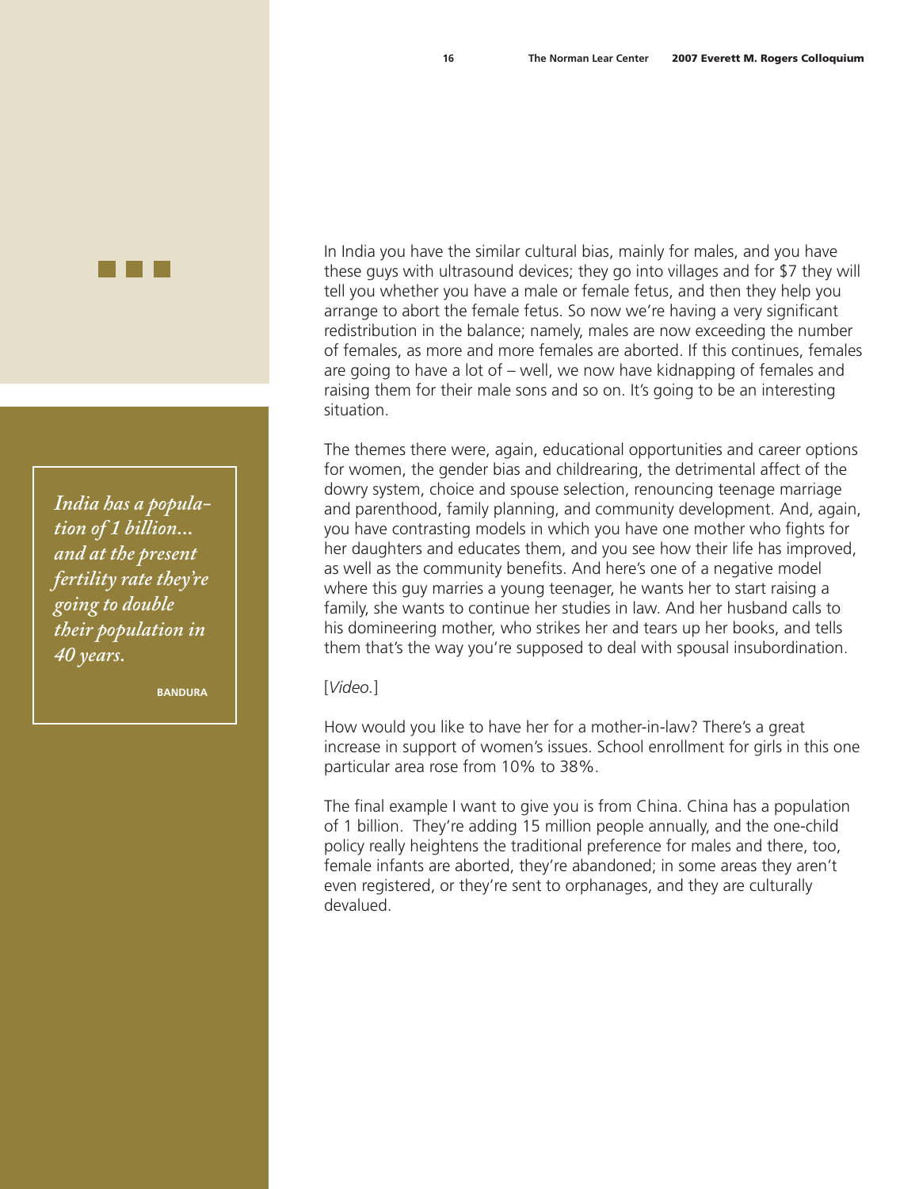In India you have the similar cultural bias, mainly for males, and you have these guys with ultrasound devices; they go into villages and for $7 they will tell you whether you have a male or female fetus, and then they help you arrange to abort the female fetus. So now we're having a very significant redistribution in the balance; namely, males are now exceeding the number of females, as more and more females are aborted. If this continues, females are going to have a lot of – well, we now have kidnapping of females and raising them for their male sons and so on. It's going to be an interesting situation.

> *India has a population of 1 billion... and at the present fertility rate they're going to double their population in 40 years.*
>
> **BANDURA**

The themes there were, again, educational opportunities and career options for women, the gender bias and childrearing, the detrimental affect of the dowry system, choice and spouse selection, renouncing teenage marriage and parenthood, family planning, and community development. And, again, you have contrasting models in which you have one mother who fights for her daughters and educates them, and you see how their life has improved, as well as the community benefits. And here's one of a negative model where this guy marries a young teenager, he wants her to start raising a family, she wants to continue her studies in law. And her husband calls to his domineering mother, who strikes her and tears up her books, and tells them that's the way you're supposed to deal with spousal insubordination.

[*Video.*]

How would you like to have her for a mother-in-law? There's a great increase in support of women's issues. School enrollment for girls in this one particular area rose from 10% to 38%.

The final example I want to give you is from China. China has a population of 1 billion. They're adding 15 million people annually, and the one-child policy really heightens the traditional preference for males and there, too, female infants are aborted, they're abandoned; in some areas they aren't even registered, or they're sent to orphanages, and they are culturally devalued.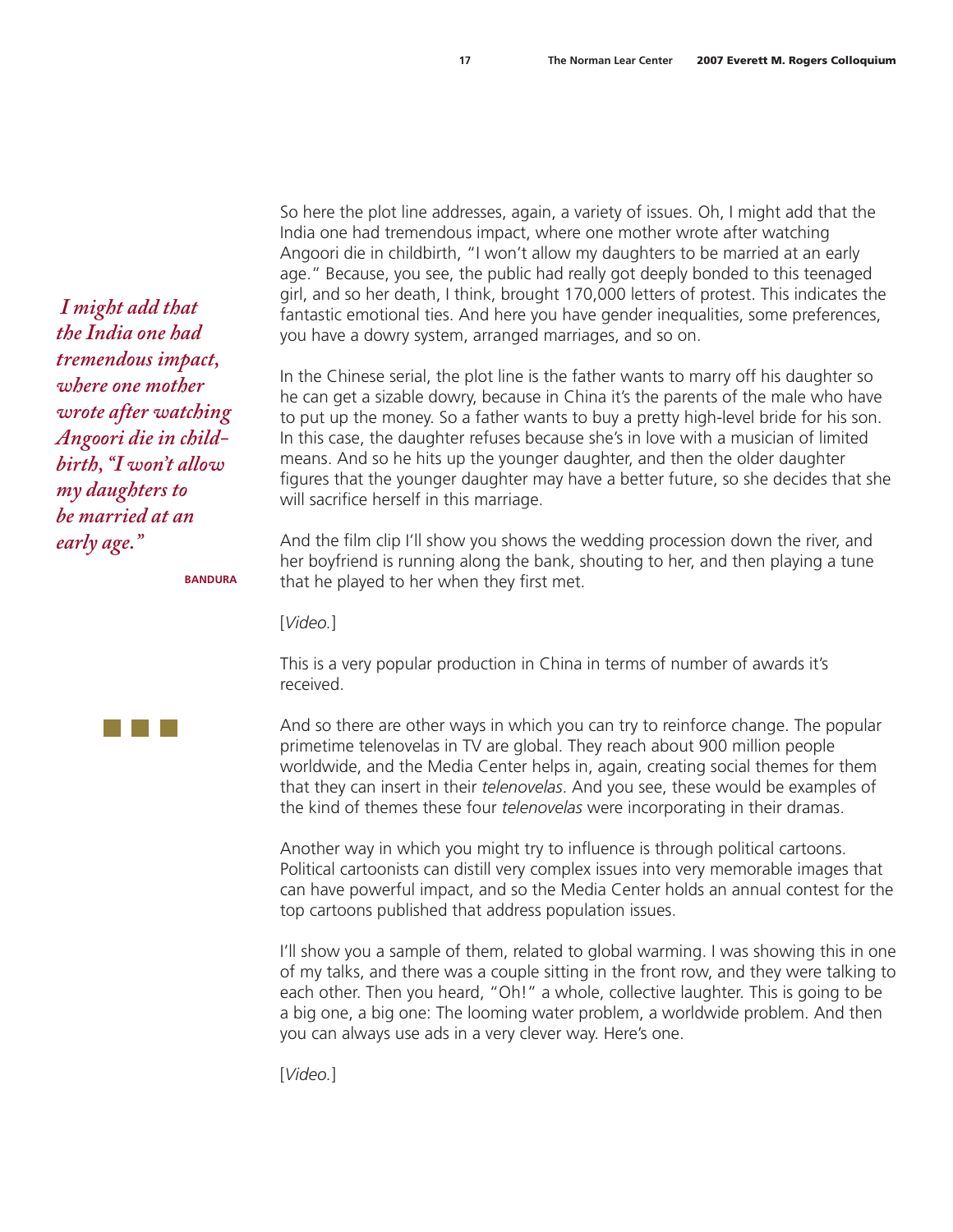So here the plot line addresses, again, a variety of issues. Oh, I might add that the India one had tremendous impact, where one mother wrote after watching Angoori die in childbirth, "I won't allow my daughters to be married at an early age." Because, you see, the public had really got deeply bonded to this teenaged girl, and so her death, I think, brought 170,000 letters of protest. This indicates the fantastic emotional ties. And here you have gender inequalities, some preferences, you have a dowry system, arranged marriages, and so on.

*I might add that the India one had tremendous impact, where one mother wrote after watching Angoori die in childbirth, "I won't allow my daughters to be married at an early age."*

**BANDURA**

In the Chinese serial, the plot line is the father wants to marry off his daughter so he can get a sizable dowry, because in China it's the parents of the male who have to put up the money. So a father wants to buy a pretty high-level bride for his son. In this case, the daughter refuses because she's in love with a musician of limited means. And so he hits up the younger daughter, and then the older daughter figures that the younger daughter may have a better future, so she decides that she will sacrifice herself in this marriage.

And the film clip I'll show you shows the wedding procession down the river, and her boyfriend is running along the bank, shouting to her, and then playing a tune that he played to her when they first met.

[*Video.*]

This is a very popular production in China in terms of number of awards it's received.

And so there are other ways in which you can try to reinforce change. The popular primetime telenovelas in TV are global. They reach about 900 million people worldwide, and the Media Center helps in, again, creating social themes for them that they can insert in their *telenovelas*. And you see, these would be examples of the kind of themes these four *telenovelas* were incorporating in their dramas.

Another way in which you might try to influence is through political cartoons. Political cartoonists can distill very complex issues into very memorable images that can have powerful impact, and so the Media Center holds an annual contest for the top cartoons published that address population issues.

I'll show you a sample of them, related to global warming. I was showing this in one of my talks, and there was a couple sitting in the front row, and they were talking to each other. Then you heard, "Oh!" a whole, collective laughter. This is going to be a big one, a big one: The looming water problem, a worldwide problem. And then you can always use ads in a very clever way. Here's one.

[*Video.*]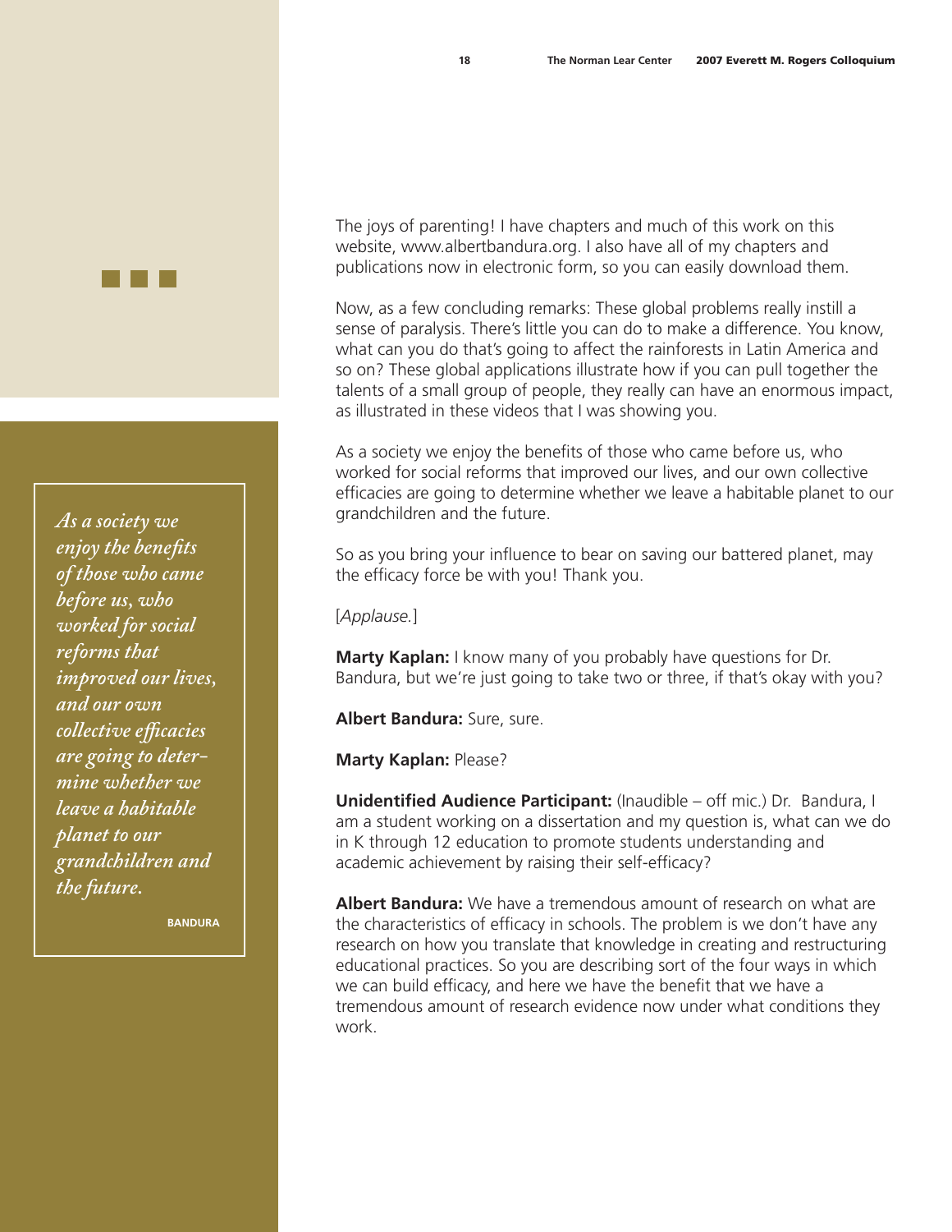The joys of parenting! I have chapters and much of this work on this website, www.albertbandura.org. I also have all of my chapters and publications now in electronic form, so you can easily download them.

Now, as a few concluding remarks: These global problems really instill a sense of paralysis. There's little you can do to make a difference. You know, what can you do that's going to affect the rainforests in Latin America and so on? These global applications illustrate how if you can pull together the talents of a small group of people, they really can have an enormous impact, as illustrated in these videos that I was showing you.

As a society we enjoy the benefits of those who came before us, who worked for social reforms that improved our lives, and our own collective efficacies are going to determine whether we leave a habitable planet to our grandchildren and the future.

> *As a society we enjoy the benefits of those who came before us, who worked for social reforms that improved our lives, and our own collective efficacies are going to determine whether we leave a habitable planet to our grandchildren and the future.*
>
> **BANDURA**

So as you bring your influence to bear on saving our battered planet, may the efficacy force be with you! Thank you.

[*Applause.*]

**Marty Kaplan:** I know many of you probably have questions for Dr. Bandura, but we're just going to take two or three, if that's okay with you?

**Albert Bandura:** Sure, sure.

**Marty Kaplan:** Please?

**Unidentified Audience Participant:** (Inaudible – off mic.) Dr. Bandura, I am a student working on a dissertation and my question is, what can we do in K through 12 education to promote students understanding and academic achievement by raising their self-efficacy?

**Albert Bandura:** We have a tremendous amount of research on what are the characteristics of efficacy in schools. The problem is we don't have any research on how you translate that knowledge in creating and restructuring educational practices. So you are describing sort of the four ways in which we can build efficacy, and here we have the benefit that we have a tremendous amount of research evidence now under what conditions they work.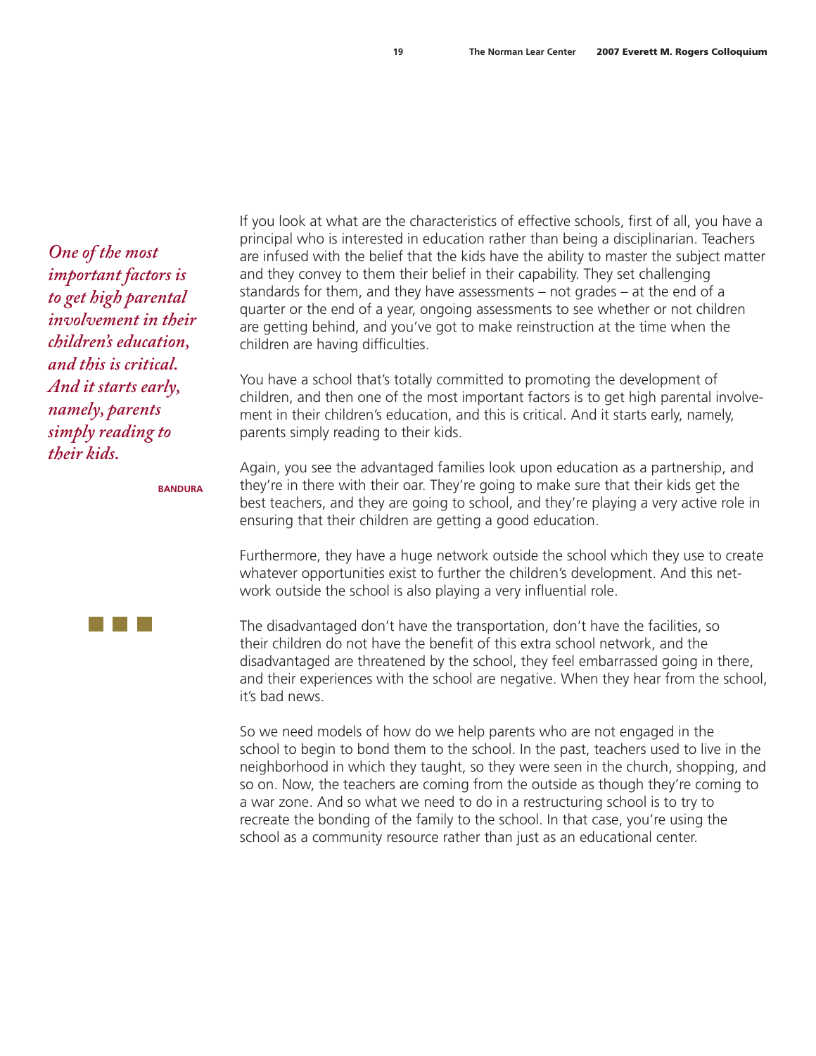*One of the most important factors is to get high parental involvement in their children's education, and this is critical. And it starts early, namely, parents simply reading to their kids.*

**BANDURA**

If you look at what are the characteristics of effective schools, first of all, you have a principal who is interested in education rather than being a disciplinarian. Teachers are infused with the belief that the kids have the ability to master the subject matter and they convey to them their belief in their capability. They set challenging standards for them, and they have assessments – not grades – at the end of a quarter or the end of a year, ongoing assessments to see whether or not children are getting behind, and you've got to make reinstruction at the time when the children are having difficulties.

You have a school that's totally committed to promoting the development of children, and then one of the most important factors is to get high parental involvement in their children's education, and this is critical. And it starts early, namely, parents simply reading to their kids.

Again, you see the advantaged families look upon education as a partnership, and they're in there with their oar. They're going to make sure that their kids get the best teachers, and they are going to school, and they're playing a very active role in ensuring that their children are getting a good education.

Furthermore, they have a huge network outside the school which they use to create whatever opportunities exist to further the children's development. And this network outside the school is also playing a very influential role.

The disadvantaged don't have the transportation, don't have the facilities, so their children do not have the benefit of this extra school network, and the disadvantaged are threatened by the school, they feel embarrassed going in there, and their experiences with the school are negative. When they hear from the school, it's bad news.

So we need models of how do we help parents who are not engaged in the school to begin to bond them to the school. In the past, teachers used to live in the neighborhood in which they taught, so they were seen in the church, shopping, and so on. Now, the teachers are coming from the outside as though they're coming to a war zone. And so what we need to do in a restructuring school is to try to recreate the bonding of the family to the school. In that case, you're using the school as a community resource rather than just as an educational center.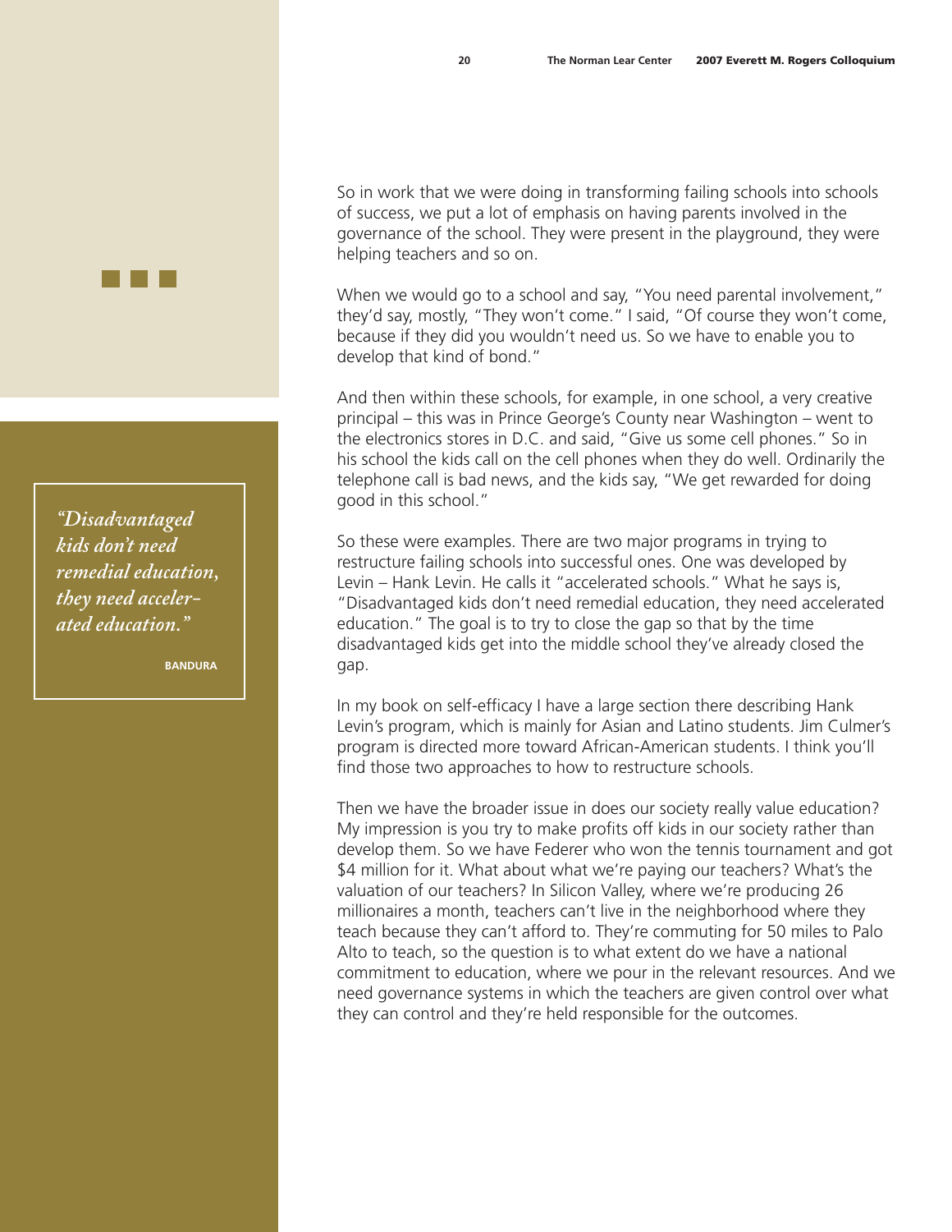So in work that we were doing in transforming failing schools into schools of success, we put a lot of emphasis on having parents involved in the governance of the school. They were present in the playground, they were helping teachers and so on.

When we would go to a school and say, "You need parental involvement," they'd say, mostly, "They won't come." I said, "Of course they won't come, because if they did you wouldn't need us. So we have to enable you to develop that kind of bond."

And then within these schools, for example, in one school, a very creative principal – this was in Prince George's County near Washington – went to the electronics stores in D.C. and said, "Give us some cell phones." So in his school the kids call on the cell phones when they do well. Ordinarily the telephone call is bad news, and the kids say, "We get rewarded for doing good in this school."

> *"Disadvantaged kids don't need remedial education, they need accelerated education."*
>
> **BANDURA**

So these were examples. There are two major programs in trying to restructure failing schools into successful ones. One was developed by Levin – Hank Levin. He calls it "accelerated schools." What he says is, "Disadvantaged kids don't need remedial education, they need accelerated education." The goal is to try to close the gap so that by the time disadvantaged kids get into the middle school they've already closed the gap.

In my book on self-efficacy I have a large section there describing Hank Levin's program, which is mainly for Asian and Latino students. Jim Culmer's program is directed more toward African-American students. I think you'll find those two approaches to how to restructure schools.

Then we have the broader issue in does our society really value education? My impression is you try to make profits off kids in our society rather than develop them. So we have Federer who won the tennis tournament and got $4 million for it. What about what we're paying our teachers? What's the valuation of our teachers? In Silicon Valley, where we're producing 26 millionaires a month, teachers can't live in the neighborhood where they teach because they can't afford to. They're commuting for 50 miles to Palo Alto to teach, so the question is to what extent do we have a national commitment to education, where we pour in the relevant resources. And we need governance systems in which the teachers are given control over what they can control and they're held responsible for the outcomes.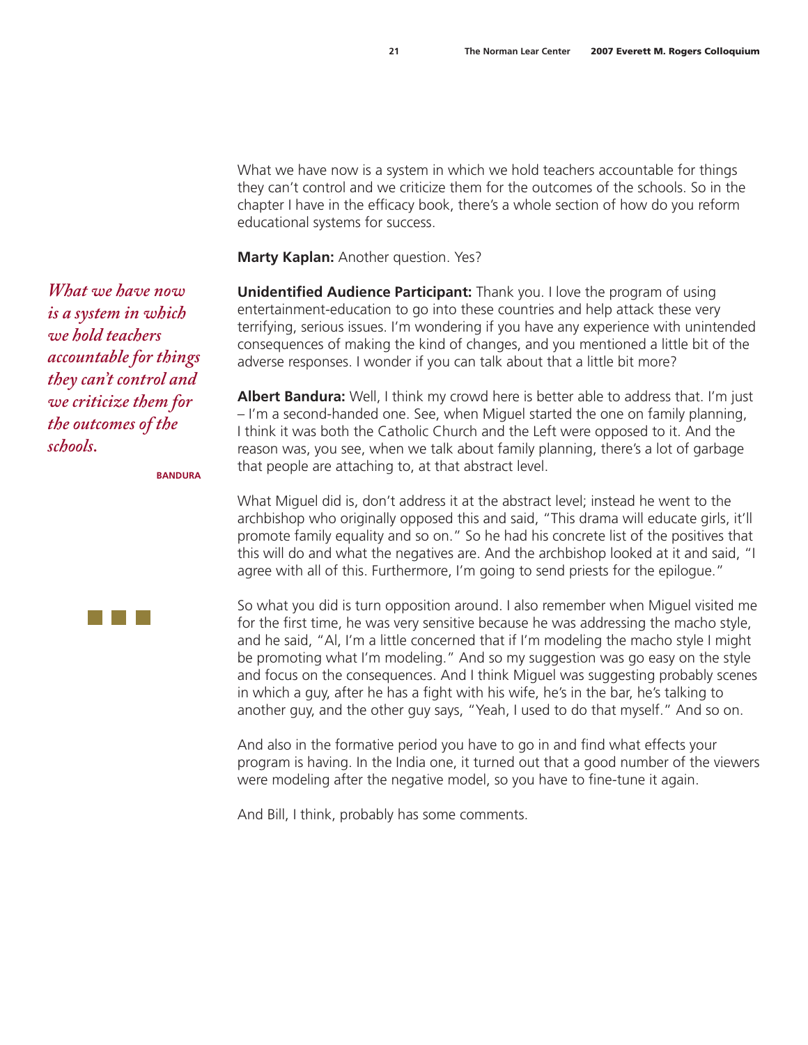What we have now is a system in which we hold teachers accountable for things they can't control and we criticize them for the outcomes of the schools. So in the chapter I have in the efficacy book, there's a whole section of how do you reform educational systems for success.

*What we have now is a system in which we hold teachers accountable for things they can't control and we criticize them for the outcomes of the schools.*

BANDURA

**Marty Kaplan:** Another question. Yes?

**Unidentified Audience Participant:** Thank you. I love the program of using entertainment-education to go into these countries and help attack these very terrifying, serious issues. I'm wondering if you have any experience with unintended consequences of making the kind of changes, and you mentioned a little bit of the adverse responses. I wonder if you can talk about that a little bit more?

**Albert Bandura:** Well, I think my crowd here is better able to address that. I'm just – I'm a second-handed one. See, when Miguel started the one on family planning, I think it was both the Catholic Church and the Left were opposed to it. And the reason was, you see, when we talk about family planning, there's a lot of garbage that people are attaching to, at that abstract level.

What Miguel did is, don't address it at the abstract level; instead he went to the archbishop who originally opposed this and said, "This drama will educate girls, it'll promote family equality and so on." So he had his concrete list of the positives that this will do and what the negatives are. And the archbishop looked at it and said, "I agree with all of this. Furthermore, I'm going to send priests for the epilogue."

So what you did is turn opposition around. I also remember when Miguel visited me for the first time, he was very sensitive because he was addressing the macho style, and he said, "Al, I'm a little concerned that if I'm modeling the macho style I might be promoting what I'm modeling." And so my suggestion was go easy on the style and focus on the consequences. And I think Miguel was suggesting probably scenes in which a guy, after he has a fight with his wife, he's in the bar, he's talking to another guy, and the other guy says, "Yeah, I used to do that myself." And so on.

And also in the formative period you have to go in and find what effects your program is having. In the India one, it turned out that a good number of the viewers were modeling after the negative model, so you have to fine-tune it again.

And Bill, I think, probably has some comments.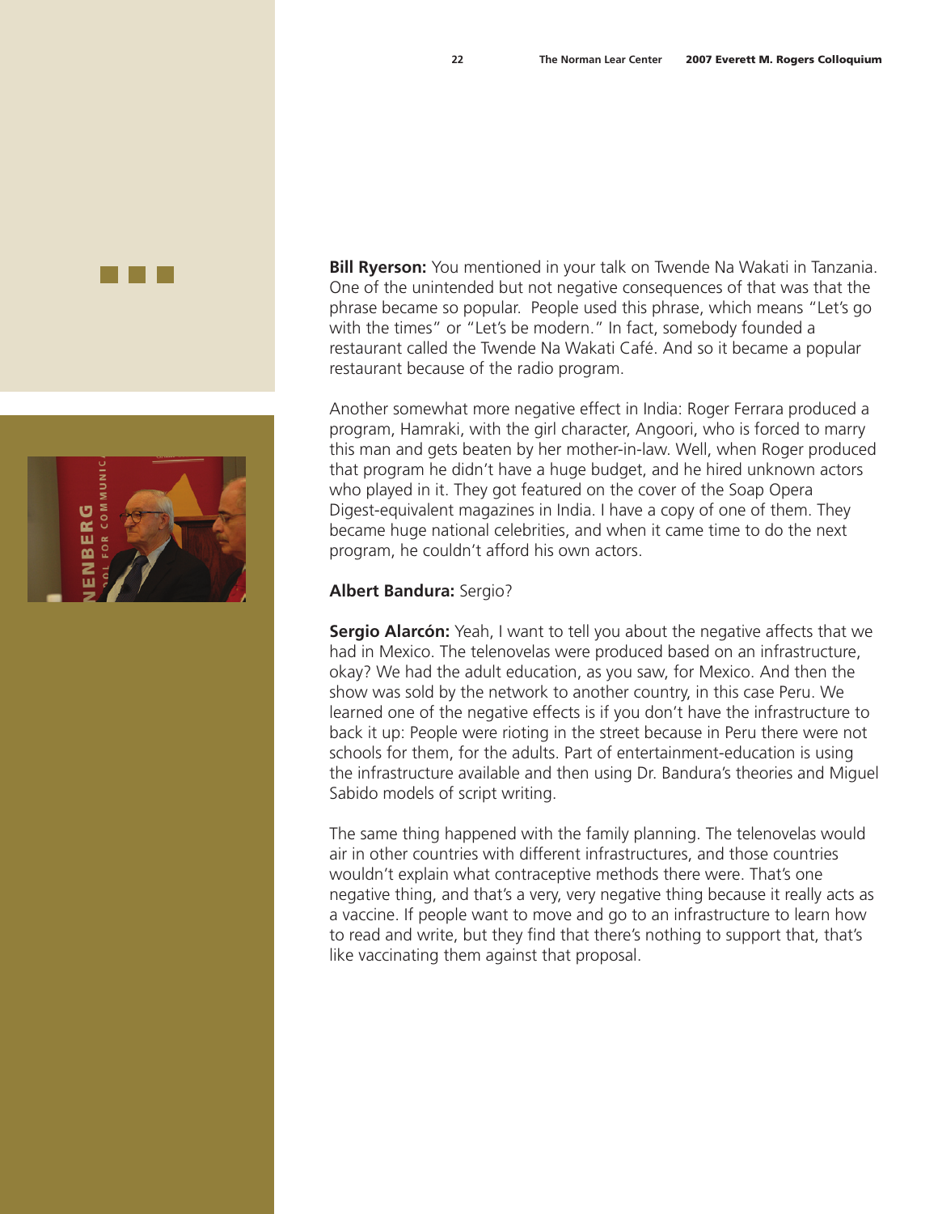**Bill Ryerson:** You mentioned in your talk on Twende Na Wakati in Tanzania. One of the unintended but not negative consequences of that was that the phrase became so popular. People used this phrase, which means "Let's go with the times" or "Let's be modern." In fact, somebody founded a restaurant called the Twende Na Wakati Café. And so it became a popular restaurant because of the radio program.

Another somewhat more negative effect in India: Roger Ferrara produced a program, Hamraki, with the girl character, Angoori, who is forced to marry this man and gets beaten by her mother-in-law. Well, when Roger produced that program he didn't have a huge budget, and he hired unknown actors who played in it. They got featured on the cover of the Soap Opera Digest-equivalent magazines in India. I have a copy of one of them. They became huge national celebrities, and when it came time to do the next program, he couldn't afford his own actors.

**Albert Bandura:** Sergio?

**Sergio Alarcón:** Yeah, I want to tell you about the negative affects that we had in Mexico. The telenovelas were produced based on an infrastructure, okay? We had the adult education, as you saw, for Mexico. And then the show was sold by the network to another country, in this case Peru. We learned one of the negative effects is if you don't have the infrastructure to back it up: People were rioting in the street because in Peru there were not schools for them, for the adults. Part of entertainment-education is using the infrastructure available and then using Dr. Bandura's theories and Miguel Sabido models of script writing.

The same thing happened with the family planning. The telenovelas would air in other countries with different infrastructures, and those countries wouldn't explain what contraceptive methods there were. That's one negative thing, and that's a very, very negative thing because it really acts as a vaccine. If people want to move and go to an infrastructure to learn how to read and write, but they find that there's nothing to support that, that's like vaccinating them against that proposal.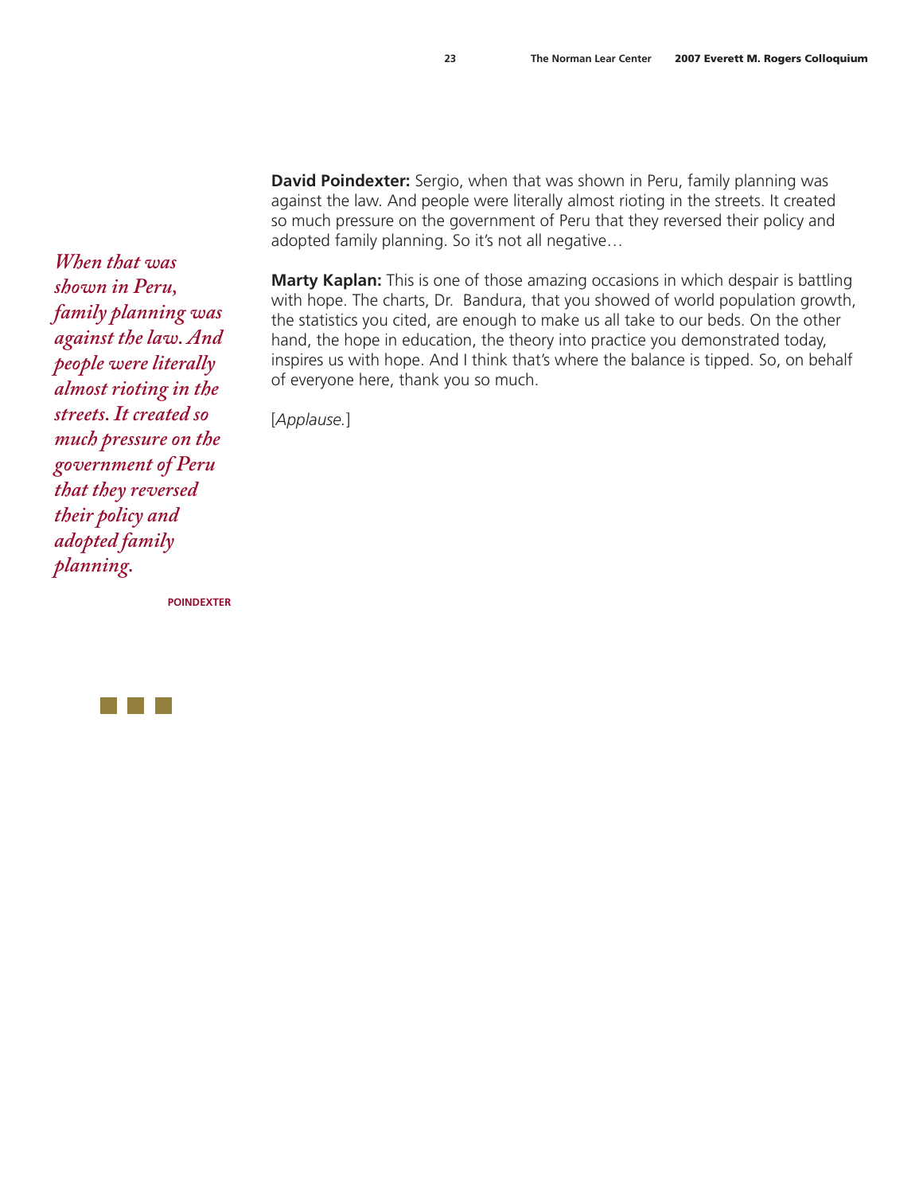**David Poindexter:** Sergio, when that was shown in Peru, family planning was against the law. And people were literally almost rioting in the streets. It created so much pressure on the government of Peru that they reversed their policy and adopted family planning. So it's not all negative…

*When that was shown in Peru, family planning was against the law. And people were literally almost rioting in the streets. It created so much pressure on the government of Peru that they reversed their policy and adopted family planning.*

POINDEXTER

**Marty Kaplan:** This is one of those amazing occasions in which despair is battling with hope. The charts, Dr. Bandura, that you showed of world population growth, the statistics you cited, are enough to make us all take to our beds. On the other hand, the hope in education, the theory into practice you demonstrated today, inspires us with hope. And I think that's where the balance is tipped. So, on behalf of everyone here, thank you so much.

[*Applause.*]